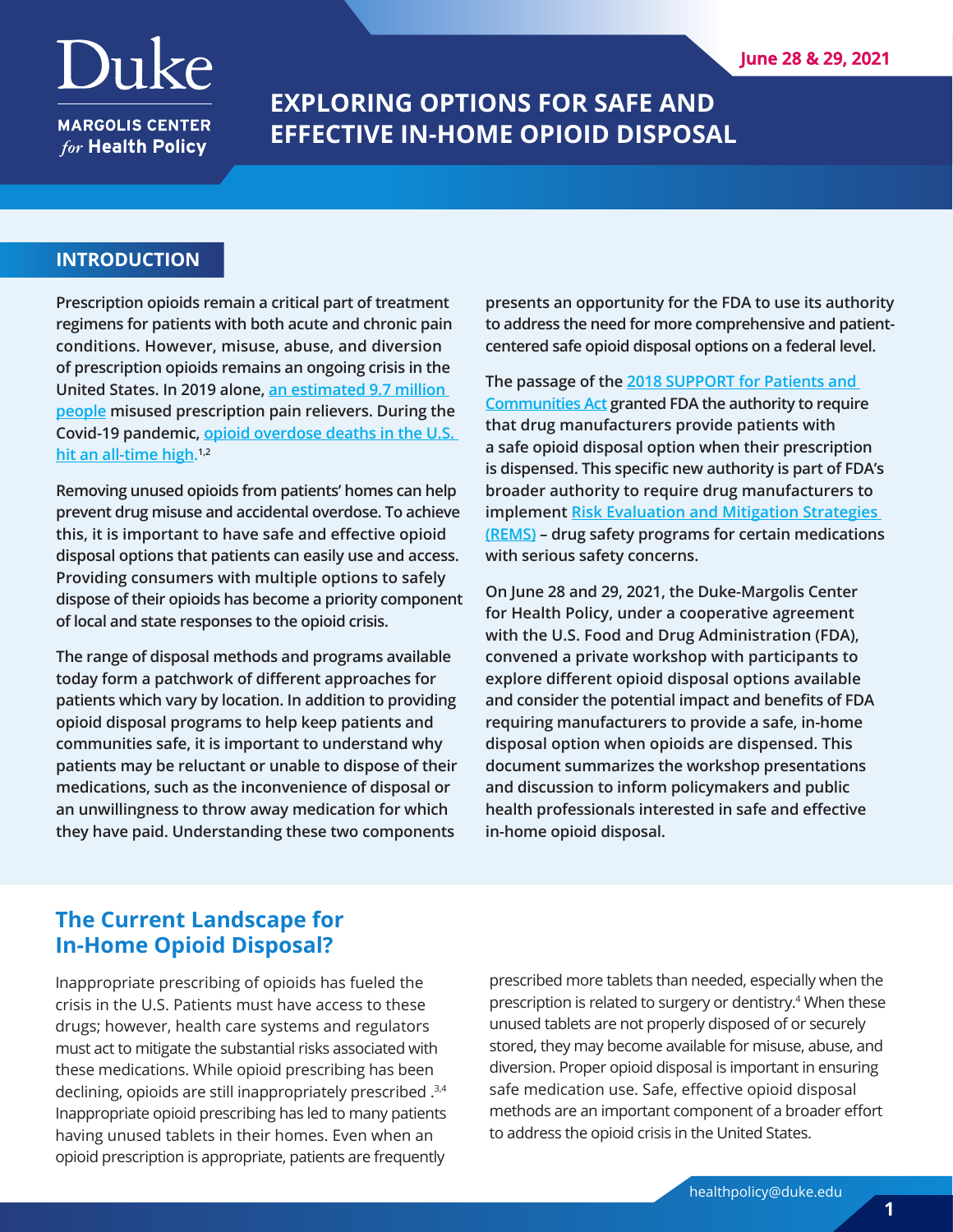Duke

MARGOLIS CENTER *for* Health Policy

June 28 & 29, 2021

# EXPLORING OPTIONS FOR SAFE AND EFFECTIVE IN-HOME OPIOID DISPOSAL

## INTRODUCTION

**Prescription opioids remain a critical part of treatment regimens for patients with both acute and chronic pain conditions. However, misuse, abuse, and diversion of prescription opioids remains an ongoing crisis in the United States. In 2019 alone, [an estimated 9.7 million people] misused prescription pain relievers. During the Covid-19 pandemic, [opioid overdose deaths in the U.S. hit an all-time high].[1,2]**

**Removing unused opioids from patients' homes can help prevent drug misuse and accidental overdose. To achieve this, it is important to have safe and effective opioid disposal options that patients can easily use and access. Providing consumers with multiple options to safely dispose of their opioids has become a priority component of local and state responses to the opioid crisis.**

**The range of disposal methods and programs available today form a patchwork of different approaches for patients which vary by location. In addition to providing opioid disposal programs to help keep patients and communities safe, it is important to understand why patients may be reluctant or unable to dispose of their medications, such as the inconvenience of disposal or an unwillingness to throw away medication for which they have paid. Understanding these two components presents an opportunity for the FDA to use its authority to address the need for more comprehensive and patient-centered safe opioid disposal options on a federal level.**

**The passage of the [2018 SUPPORT for Patients and Communities Act] granted FDA the authority to require that drug manufacturers provide patients with a safe opioid disposal option when their prescription is dispensed. This specific new authority is part of FDA's broader authority to require drug manufacturers to implement [Risk Evaluation and Mitigation Strategies (REMS)] – drug safety programs for certain medications with serious safety concerns.**

**On June 28 and 29, 2021, the Duke-Margolis Center for Health Policy, under a cooperative agreement with the U.S. Food and Drug Administration (FDA), convened a private workshop with participants to explore different opioid disposal options available and consider the potential impact and benefits of FDA requiring manufacturers to provide a safe, in-home disposal option when opioids are dispensed. This document summarizes the workshop presentations and discussion to inform policymakers and public health professionals interested in safe and effective in-home opioid disposal.**

## The Current Landscape for In-Home Opioid Disposal?

Inappropriate prescribing of opioids has fueled the crisis in the U.S. Patients must have access to these drugs; however, health care systems and regulators must act to mitigate the substantial risks associated with these medications. While opioid prescribing has been declining, opioids are still inappropriately prescribed .[3,4] Inappropriate opioid prescribing has led to many patients having unused tablets in their homes. Even when an opioid prescription is appropriate, patients are frequently prescribed more tablets than needed, especially when the prescription is related to surgery or dentistry.[4] When these unused tablets are not properly disposed of or securely stored, they may become available for misuse, abuse, and diversion. Proper opioid disposal is important in ensuring safe medication use. Safe, effective opioid disposal methods are an important component of a broader effort to address the opioid crisis in the United States.

healthpolicy@duke.edu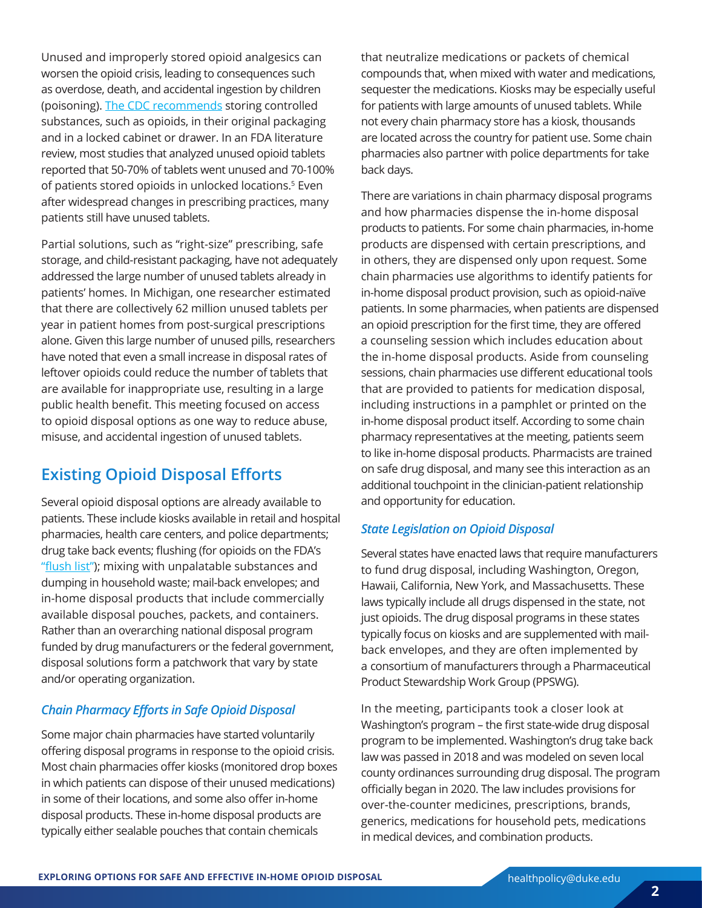Unused and improperly stored opioid analgesics can worsen the opioid crisis, leading to consequences such as overdose, death, and accidental ingestion by children (poisoning). [The CDC recommends]() storing controlled substances, such as opioids, in their original packaging and in a locked cabinet or drawer. In an FDA literature review, most studies that analyzed unused opioid tablets reported that 50-70% of tablets went unused and 70-100% of patients stored opioids in unlocked locations.[5] Even after widespread changes in prescribing practices, many patients still have unused tablets.

Partial solutions, such as "right-size" prescribing, safe storage, and child-resistant packaging, have not adequately addressed the large number of unused tablets already in patients' homes. In Michigan, one researcher estimated that there are collectively 62 million unused tablets per year in patient homes from post-surgical prescriptions alone. Given this large number of unused pills, researchers have noted that even a small increase in disposal rates of leftover opioids could reduce the number of tablets that are available for inappropriate use, resulting in a large public health benefit. This meeting focused on access to opioid disposal options as one way to reduce abuse, misuse, and accidental ingestion of unused tablets.

## Existing Opioid Disposal Efforts

Several opioid disposal options are already available to patients. These include kiosks available in retail and hospital pharmacies, health care centers, and police departments; drug take back events; flushing (for opioids on the FDA's "[flush list]()"); mixing with unpalatable substances and dumping in household waste; mail-back envelopes; and in-home disposal products that include commercially available disposal pouches, packets, and containers. Rather than an overarching national disposal program funded by drug manufacturers or the federal government, disposal solutions form a patchwork that vary by state and/or operating organization.

### *Chain Pharmacy Efforts in Safe Opioid Disposal*

Some major chain pharmacies have started voluntarily offering disposal programs in response to the opioid crisis. Most chain pharmacies offer kiosks (monitored drop boxes in which patients can dispose of their unused medications) in some of their locations, and some also offer in-home disposal products. These in-home disposal products are typically either sealable pouches that contain chemicals that neutralize medications or packets of chemical compounds that, when mixed with water and medications, sequester the medications. Kiosks may be especially useful for patients with large amounts of unused tablets. While not every chain pharmacy store has a kiosk, thousands are located across the country for patient use. Some chain pharmacies also partner with police departments for take back days.

There are variations in chain pharmacy disposal programs and how pharmacies dispense the in-home disposal products to patients. For some chain pharmacies, in-home products are dispensed with certain prescriptions, and in others, they are dispensed only upon request. Some chain pharmacies use algorithms to identify patients for in-home disposal product provision, such as opioid-naïve patients. In some pharmacies, when patients are dispensed an opioid prescription for the first time, they are offered a counseling session which includes education about the in-home disposal products. Aside from counseling sessions, chain pharmacies use different educational tools that are provided to patients for medication disposal, including instructions in a pamphlet or printed on the in-home disposal product itself. According to some chain pharmacy representatives at the meeting, patients seem to like in-home disposal products. Pharmacists are trained on safe drug disposal, and many see this interaction as an additional touchpoint in the clinician-patient relationship and opportunity for education.

### *State Legislation on Opioid Disposal*

Several states have enacted laws that require manufacturers to fund drug disposal, including Washington, Oregon, Hawaii, California, New York, and Massachusetts. These laws typically include all drugs dispensed in the state, not just opioids. The drug disposal programs in these states typically focus on kiosks and are supplemented with mail-back envelopes, and they are often implemented by a consortium of manufacturers through a Pharmaceutical Product Stewardship Work Group (PPSWG).

In the meeting, participants took a closer look at Washington's program – the first state-wide drug disposal program to be implemented. Washington's drug take back law was passed in 2018 and was modeled on seven local county ordinances surrounding drug disposal. The program officially began in 2020. The law includes provisions for over-the-counter medicines, prescriptions, brands, generics, medications for household pets, medications in medical devices, and combination products.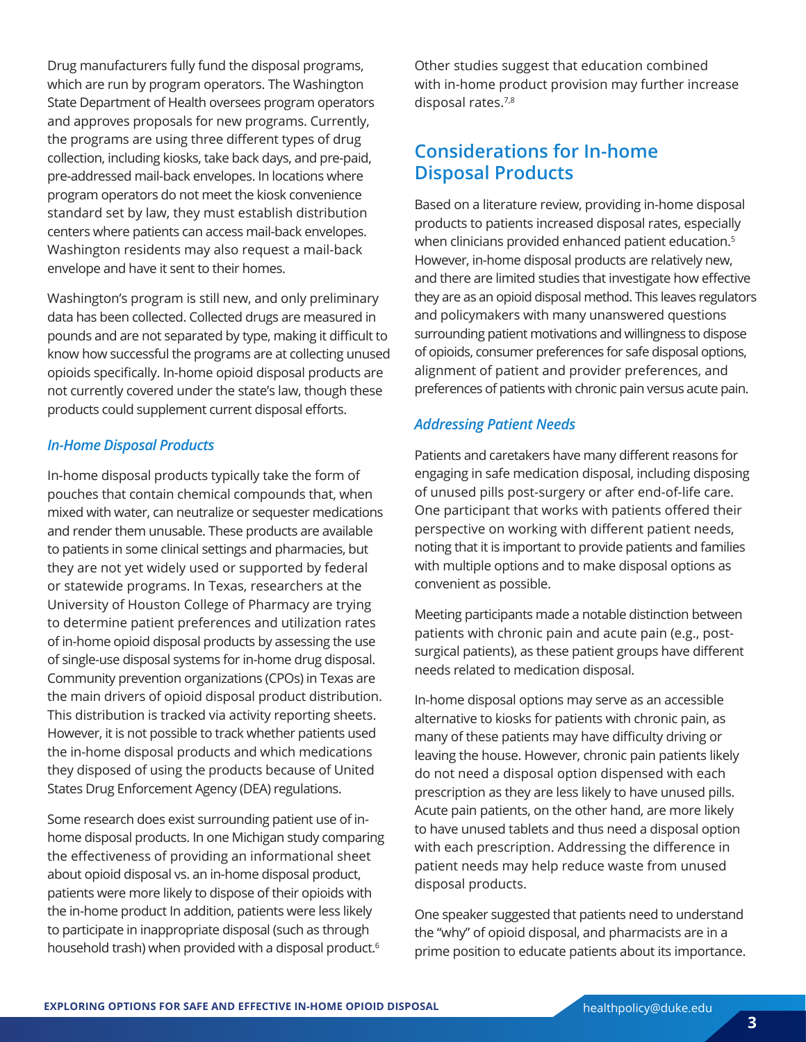Drug manufacturers fully fund the disposal programs, which are run by program operators. The Washington State Department of Health oversees program operators and approves proposals for new programs. Currently, the programs are using three different types of drug collection, including kiosks, take back days, and pre-paid, pre-addressed mail-back envelopes. In locations where program operators do not meet the kiosk convenience standard set by law, they must establish distribution centers where patients can access mail-back envelopes. Washington residents may also request a mail-back envelope and have it sent to their homes.

Washington's program is still new, and only preliminary data has been collected. Collected drugs are measured in pounds and are not separated by type, making it difficult to know how successful the programs are at collecting unused opioids specifically. In-home opioid disposal products are not currently covered under the state's law, though these products could supplement current disposal efforts.

### *In-Home Disposal Products*

In-home disposal products typically take the form of pouches that contain chemical compounds that, when mixed with water, can neutralize or sequester medications and render them unusable. These products are available to patients in some clinical settings and pharmacies, but they are not yet widely used or supported by federal or statewide programs. In Texas, researchers at the University of Houston College of Pharmacy are trying to determine patient preferences and utilization rates of in-home opioid disposal products by assessing the use of single-use disposal systems for in-home drug disposal. Community prevention organizations (CPOs) in Texas are the main drivers of opioid disposal product distribution. This distribution is tracked via activity reporting sheets. However, it is not possible to track whether patients used the in-home disposal products and which medications they disposed of using the products because of United States Drug Enforcement Agency (DEA) regulations.

Some research does exist surrounding patient use of in-home disposal products. In one Michigan study comparing the effectiveness of providing an informational sheet about opioid disposal vs. an in-home disposal product, patients were more likely to dispose of their opioids with the in-home product In addition, patients were less likely to participate in inappropriate disposal (such as through household trash) when provided with a disposal product.[6]

Other studies suggest that education combined with in-home product provision may further increase disposal rates.[7,8]

## Considerations for In-home Disposal Products

Based on a literature review, providing in-home disposal products to patients increased disposal rates, especially when clinicians provided enhanced patient education.[5] However, in-home disposal products are relatively new, and there are limited studies that investigate how effective they are as an opioid disposal method. This leaves regulators and policymakers with many unanswered questions surrounding patient motivations and willingness to dispose of opioids, consumer preferences for safe disposal options, alignment of patient and provider preferences, and preferences of patients with chronic pain versus acute pain.

### *Addressing Patient Needs*

Patients and caretakers have many different reasons for engaging in safe medication disposal, including disposing of unused pills post-surgery or after end-of-life care. One participant that works with patients offered their perspective on working with different patient needs, noting that it is important to provide patients and families with multiple options and to make disposal options as convenient as possible.

Meeting participants made a notable distinction between patients with chronic pain and acute pain (e.g., post-surgical patients), as these patient groups have different needs related to medication disposal.

In-home disposal options may serve as an accessible alternative to kiosks for patients with chronic pain, as many of these patients may have difficulty driving or leaving the house. However, chronic pain patients likely do not need a disposal option dispensed with each prescription as they are less likely to have unused pills. Acute pain patients, on the other hand, are more likely to have unused tablets and thus need a disposal option with each prescription. Addressing the difference in patient needs may help reduce waste from unused disposal products.

One speaker suggested that patients need to understand the "why" of opioid disposal, and pharmacists are in a prime position to educate patients about its importance.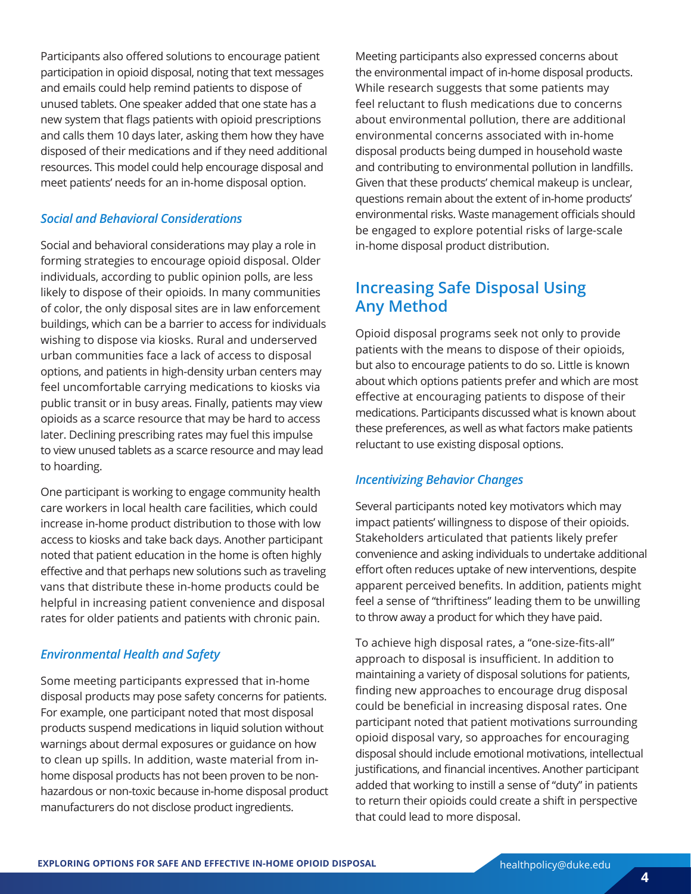Participants also offered solutions to encourage patient participation in opioid disposal, noting that text messages and emails could help remind patients to dispose of unused tablets. One speaker added that one state has a new system that flags patients with opioid prescriptions and calls them 10 days later, asking them how they have disposed of their medications and if they need additional resources. This model could help encourage disposal and meet patients' needs for an in-home disposal option.

### *Social and Behavioral Considerations*

Social and behavioral considerations may play a role in forming strategies to encourage opioid disposal. Older individuals, according to public opinion polls, are less likely to dispose of their opioids. In many communities of color, the only disposal sites are in law enforcement buildings, which can be a barrier to access for individuals wishing to dispose via kiosks. Rural and underserved urban communities face a lack of access to disposal options, and patients in high-density urban centers may feel uncomfortable carrying medications to kiosks via public transit or in busy areas. Finally, patients may view opioids as a scarce resource that may be hard to access later. Declining prescribing rates may fuel this impulse to view unused tablets as a scarce resource and may lead to hoarding.

One participant is working to engage community health care workers in local health care facilities, which could increase in-home product distribution to those with low access to kiosks and take back days. Another participant noted that patient education in the home is often highly effective and that perhaps new solutions such as traveling vans that distribute these in-home products could be helpful in increasing patient convenience and disposal rates for older patients and patients with chronic pain.

### *Environmental Health and Safety*

Some meeting participants expressed that in-home disposal products may pose safety concerns for patients. For example, one participant noted that most disposal products suspend medications in liquid solution without warnings about dermal exposures or guidance on how to clean up spills. In addition, waste material from in-home disposal products has not been proven to be non-hazardous or non-toxic because in-home disposal product manufacturers do not disclose product ingredients.

Meeting participants also expressed concerns about the environmental impact of in-home disposal products. While research suggests that some patients may feel reluctant to flush medications due to concerns about environmental pollution, there are additional environmental concerns associated with in-home disposal products being dumped in household waste and contributing to environmental pollution in landfills. Given that these products' chemical makeup is unclear, questions remain about the extent of in-home products' environmental risks. Waste management officials should be engaged to explore potential risks of large-scale in-home disposal product distribution.

## Increasing Safe Disposal Using Any Method

Opioid disposal programs seek not only to provide patients with the means to dispose of their opioids, but also to encourage patients to do so. Little is known about which options patients prefer and which are most effective at encouraging patients to dispose of their medications. Participants discussed what is known about these preferences, as well as what factors make patients reluctant to use existing disposal options.

### *Incentivizing Behavior Changes*

Several participants noted key motivators which may impact patients' willingness to dispose of their opioids. Stakeholders articulated that patients likely prefer convenience and asking individuals to undertake additional effort often reduces uptake of new interventions, despite apparent perceived benefits. In addition, patients might feel a sense of "thriftiness" leading them to be unwilling to throw away a product for which they have paid.

To achieve high disposal rates, a "one-size-fits-all" approach to disposal is insufficient. In addition to maintaining a variety of disposal solutions for patients, finding new approaches to encourage drug disposal could be beneficial in increasing disposal rates. One participant noted that patient motivations surrounding opioid disposal vary, so approaches for encouraging disposal should include emotional motivations, intellectual justifications, and financial incentives. Another participant added that working to instill a sense of "duty" in patients to return their opioids could create a shift in perspective that could lead to more disposal.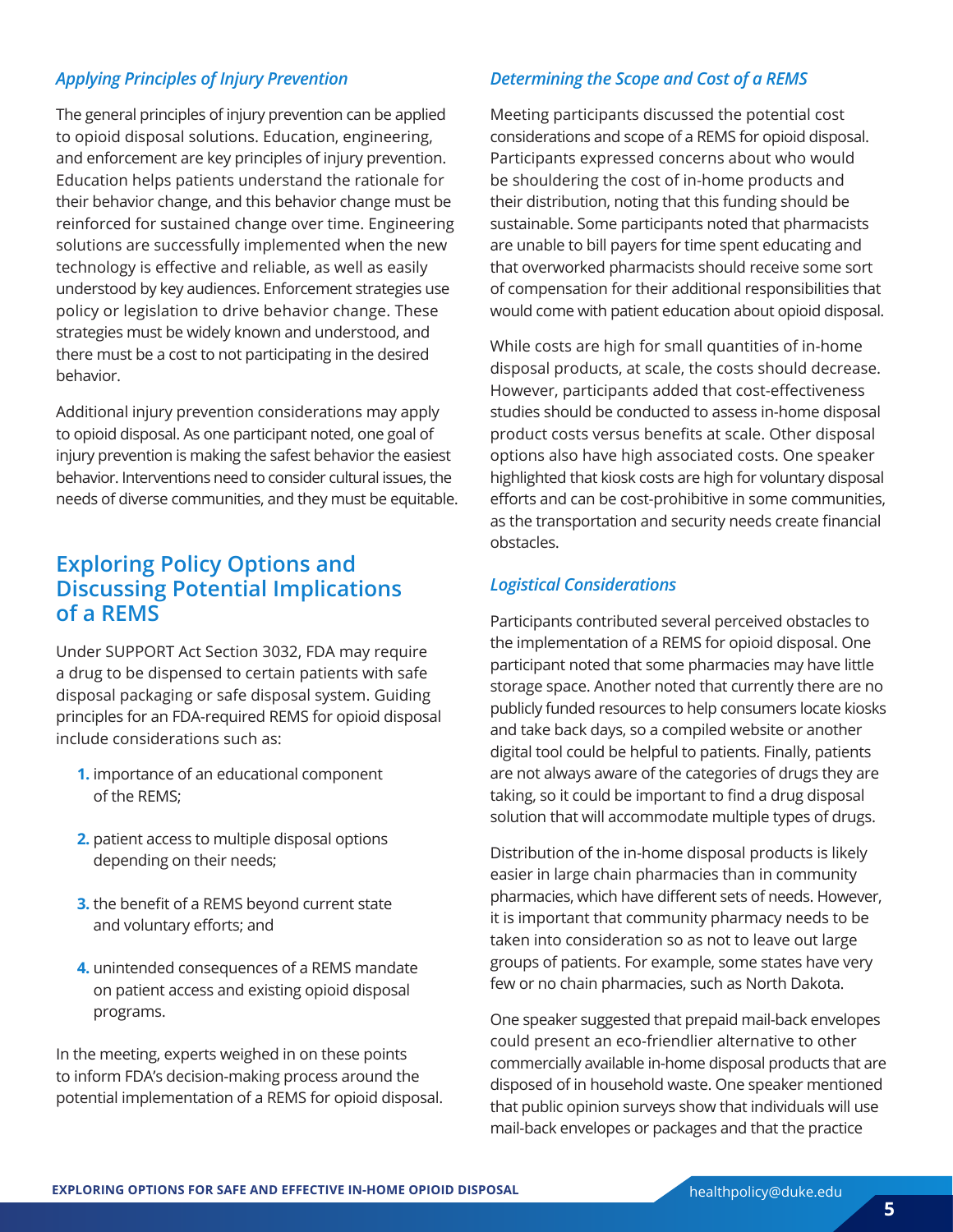### *Applying Principles of Injury Prevention*

The general principles of injury prevention can be applied to opioid disposal solutions. Education, engineering, and enforcement are key principles of injury prevention. Education helps patients understand the rationale for their behavior change, and this behavior change must be reinforced for sustained change over time. Engineering solutions are successfully implemented when the new technology is effective and reliable, as well as easily understood by key audiences. Enforcement strategies use policy or legislation to drive behavior change. These strategies must be widely known and understood, and there must be a cost to not participating in the desired behavior.

Additional injury prevention considerations may apply to opioid disposal. As one participant noted, one goal of injury prevention is making the safest behavior the easiest behavior. Interventions need to consider cultural issues, the needs of diverse communities, and they must be equitable.

## Exploring Policy Options and Discussing Potential Implications of a REMS

Under SUPPORT Act Section 3032, FDA may require a drug to be dispensed to certain patients with safe disposal packaging or safe disposal system. Guiding principles for an FDA-required REMS for opioid disposal include considerations such as:

1. importance of an educational component of the REMS;
2. patient access to multiple disposal options depending on their needs;
3. the benefit of a REMS beyond current state and voluntary efforts; and
4. unintended consequences of a REMS mandate on patient access and existing opioid disposal programs.

In the meeting, experts weighed in on these points to inform FDA's decision-making process around the potential implementation of a REMS for opioid disposal.

### *Determining the Scope and Cost of a REMS*

Meeting participants discussed the potential cost considerations and scope of a REMS for opioid disposal. Participants expressed concerns about who would be shouldering the cost of in-home products and their distribution, noting that this funding should be sustainable. Some participants noted that pharmacists are unable to bill payers for time spent educating and that overworked pharmacists should receive some sort of compensation for their additional responsibilities that would come with patient education about opioid disposal.

While costs are high for small quantities of in-home disposal products, at scale, the costs should decrease. However, participants added that cost-effectiveness studies should be conducted to assess in-home disposal product costs versus benefits at scale. Other disposal options also have high associated costs. One speaker highlighted that kiosk costs are high for voluntary disposal efforts and can be cost-prohibitive in some communities, as the transportation and security needs create financial obstacles.

### *Logistical Considerations*

Participants contributed several perceived obstacles to the implementation of a REMS for opioid disposal. One participant noted that some pharmacies may have little storage space. Another noted that currently there are no publicly funded resources to help consumers locate kiosks and take back days, so a compiled website or another digital tool could be helpful to patients. Finally, patients are not always aware of the categories of drugs they are taking, so it could be important to find a drug disposal solution that will accommodate multiple types of drugs.

Distribution of the in-home disposal products is likely easier in large chain pharmacies than in community pharmacies, which have different sets of needs. However, it is important that community pharmacy needs to be taken into consideration so as not to leave out large groups of patients. For example, some states have very few or no chain pharmacies, such as North Dakota.

One speaker suggested that prepaid mail-back envelopes could present an eco-friendlier alternative to other commercially available in-home disposal products that are disposed of in household waste. One speaker mentioned that public opinion surveys show that individuals will use mail-back envelopes or packages and that the practice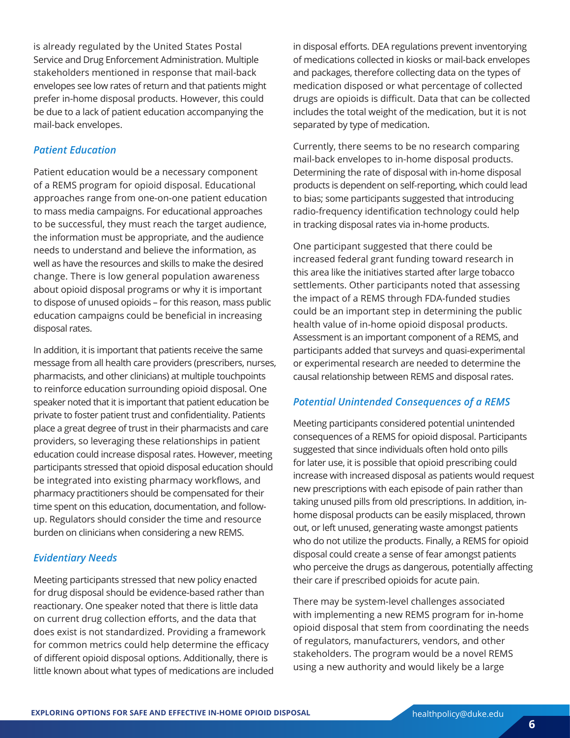is already regulated by the United States Postal Service and Drug Enforcement Administration. Multiple stakeholders mentioned in response that mail-back envelopes see low rates of return and that patients might prefer in-home disposal products. However, this could be due to a lack of patient education accompanying the mail-back envelopes.

### *Patient Education*

Patient education would be a necessary component of a REMS program for opioid disposal. Educational approaches range from one-on-one patient education to mass media campaigns. For educational approaches to be successful, they must reach the target audience, the information must be appropriate, and the audience needs to understand and believe the information, as well as have the resources and skills to make the desired change. There is low general population awareness about opioid disposal programs or why it is important to dispose of unused opioids – for this reason, mass public education campaigns could be beneficial in increasing disposal rates.

In addition, it is important that patients receive the same message from all health care providers (prescribers, nurses, pharmacists, and other clinicians) at multiple touchpoints to reinforce education surrounding opioid disposal. One speaker noted that it is important that patient education be private to foster patient trust and confidentiality. Patients place a great degree of trust in their pharmacists and care providers, so leveraging these relationships in patient education could increase disposal rates. However, meeting participants stressed that opioid disposal education should be integrated into existing pharmacy workflows, and pharmacy practitioners should be compensated for their time spent on this education, documentation, and follow-up. Regulators should consider the time and resource burden on clinicians when considering a new REMS.

### *Evidentiary Needs*

Meeting participants stressed that new policy enacted for drug disposal should be evidence-based rather than reactionary. One speaker noted that there is little data on current drug collection efforts, and the data that does exist is not standardized. Providing a framework for common metrics could help determine the efficacy of different opioid disposal options. Additionally, there is little known about what types of medications are included in disposal efforts. DEA regulations prevent inventorying of medications collected in kiosks or mail-back envelopes and packages, therefore collecting data on the types of medication disposed or what percentage of collected drugs are opioids is difficult. Data that can be collected includes the total weight of the medication, but it is not separated by type of medication.

Currently, there seems to be no research comparing mail-back envelopes to in-home disposal products. Determining the rate of disposal with in-home disposal products is dependent on self-reporting, which could lead to bias; some participants suggested that introducing radio-frequency identification technology could help in tracking disposal rates via in-home products.

One participant suggested that there could be increased federal grant funding toward research in this area like the initiatives started after large tobacco settlements. Other participants noted that assessing the impact of a REMS through FDA-funded studies could be an important step in determining the public health value of in-home opioid disposal products. Assessment is an important component of a REMS, and participants added that surveys and quasi-experimental or experimental research are needed to determine the causal relationship between REMS and disposal rates.

### *Potential Unintended Consequences of a REMS*

Meeting participants considered potential unintended consequences of a REMS for opioid disposal. Participants suggested that since individuals often hold onto pills for later use, it is possible that opioid prescribing could increase with increased disposal as patients would request new prescriptions with each episode of pain rather than taking unused pills from old prescriptions. In addition, in-home disposal products can be easily misplaced, thrown out, or left unused, generating waste amongst patients who do not utilize the products. Finally, a REMS for opioid disposal could create a sense of fear amongst patients who perceive the drugs as dangerous, potentially affecting their care if prescribed opioids for acute pain.

There may be system-level challenges associated with implementing a new REMS program for in-home opioid disposal that stem from coordinating the needs of regulators, manufacturers, vendors, and other stakeholders. The program would be a novel REMS using a new authority and would likely be a large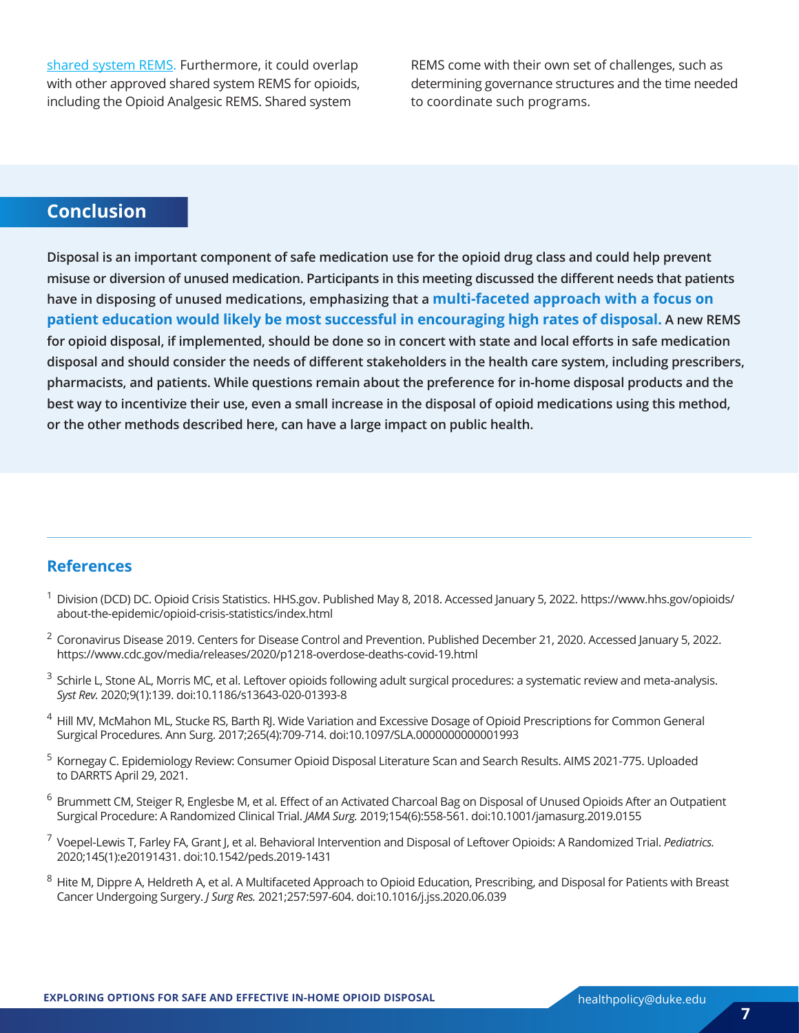shared system REMS. Furthermore, it could overlap with other approved shared system REMS for opioids, including the Opioid Analgesic REMS. Shared system REMS come with their own set of challenges, such as determining governance structures and the time needed to coordinate such programs.

## Conclusion

**Disposal is an important component of safe medication use for the opioid drug class and could help prevent misuse or diversion of unused medication. Participants in this meeting discussed the different needs that patients have in disposing of unused medications, emphasizing that a multi-faceted approach with a focus on patient education would likely be most successful in encouraging high rates of disposal. A new REMS for opioid disposal, if implemented, should be done so in concert with state and local efforts in safe medication disposal and should consider the needs of different stakeholders in the health care system, including prescribers, pharmacists, and patients. While questions remain about the preference for in-home disposal products and the best way to incentivize their use, even a small increase in the disposal of opioid medications using this method, or the other methods described here, can have a large impact on public health.**

## References

[1] Division (DCD) DC. Opioid Crisis Statistics. HHS.gov. Published May 8, 2018. Accessed January 5, 2022. https://www.hhs.gov/opioids/about-the-epidemic/opioid-crisis-statistics/index.html

[2] Coronavirus Disease 2019. Centers for Disease Control and Prevention. Published December 21, 2020. Accessed January 5, 2022. https://www.cdc.gov/media/releases/2020/p1218-overdose-deaths-covid-19.html

[3] Schirle L, Stone AL, Morris MC, et al. Leftover opioids following adult surgical procedures: a systematic review and meta-analysis. *Syst Rev.* 2020;9(1):139. doi:10.1186/s13643-020-01393-8

[4] Hill MV, McMahon ML, Stucke RS, Barth RJ. Wide Variation and Excessive Dosage of Opioid Prescriptions for Common General Surgical Procedures. Ann Surg. 2017;265(4):709-714. doi:10.1097/SLA.0000000000001993

[5] Kornegay C. Epidemiology Review: Consumer Opioid Disposal Literature Scan and Search Results. AIMS 2021-775. Uploaded to DARRTS April 29, 2021.

[6] Brummett CM, Steiger R, Englesbe M, et al. Effect of an Activated Charcoal Bag on Disposal of Unused Opioids After an Outpatient Surgical Procedure: A Randomized Clinical Trial. *JAMA Surg.* 2019;154(6):558-561. doi:10.1001/jamasurg.2019.0155

[7] Voepel-Lewis T, Farley FA, Grant J, et al. Behavioral Intervention and Disposal of Leftover Opioids: A Randomized Trial. *Pediatrics.* 2020;145(1):e20191431. doi:10.1542/peds.2019-1431

[8] Hite M, Dippre A, Heldreth A, et al. A Multifaceted Approach to Opioid Education, Prescribing, and Disposal for Patients with Breast Cancer Undergoing Surgery. *J Surg Res.* 2021;257:597-604. doi:10.1016/j.jss.2020.06.039